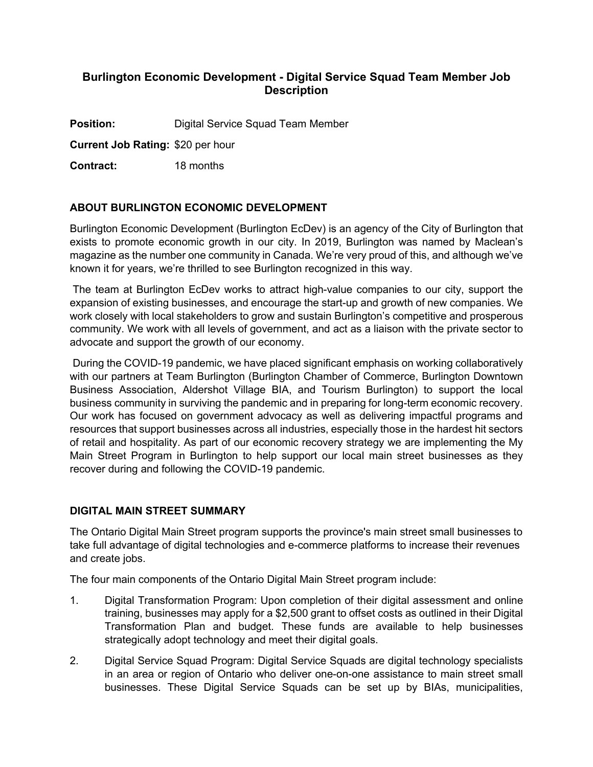# Burlington Economic Development - Digital Service Squad Team Member Job Description

**Position:** Digital Service Squad Team Member

**Current Job Rating:** $20 per hour

**Contract:** 18 months

## ABOUT BURLINGTON ECONOMIC DEVELOPMENT

Burlington Economic Development (Burlington EcDev) is an agency of the City of Burlington that exists to promote economic growth in our city. In 2019, Burlington was named by Maclean's magazine as the number one community in Canada. We're very proud of this, and although we've known it for years, we're thrilled to see Burlington recognized in this way.

The team at Burlington EcDev works to attract high-value companies to our city, support the expansion of existing businesses, and encourage the start-up and growth of new companies. We work closely with local stakeholders to grow and sustain Burlington's competitive and prosperous community. We work with all levels of government, and act as a liaison with the private sector to advocate and support the growth of our economy.

During the COVID-19 pandemic, we have placed significant emphasis on working collaboratively with our partners at Team Burlington (Burlington Chamber of Commerce, Burlington Downtown Business Association, Aldershot Village BIA, and Tourism Burlington) to support the local business community in surviving the pandemic and in preparing for long-term economic recovery. Our work has focused on government advocacy as well as delivering impactful programs and resources that support businesses across all industries, especially those in the hardest hit sectors of retail and hospitality. As part of our economic recovery strategy we are implementing the My Main Street Program in Burlington to help support our local main street businesses as they recover during and following the COVID-19 pandemic.

## DIGITAL MAIN STREET SUMMARY

The Ontario Digital Main Street program supports the province's main street small businesses to take full advantage of digital technologies and e-commerce platforms to increase their revenues and create jobs.

The four main components of the Ontario Digital Main Street program include:

1. Digital Transformation Program: Upon completion of their digital assessment and online training, businesses may apply for a $2,500 grant to offset costs as outlined in their Digital Transformation Plan and budget. These funds are available to help businesses strategically adopt technology and meet their digital goals.
2. Digital Service Squad Program: Digital Service Squads are digital technology specialists in an area or region of Ontario who deliver one-on-one assistance to main street small businesses. These Digital Service Squads can be set up by BIAs, municipalities,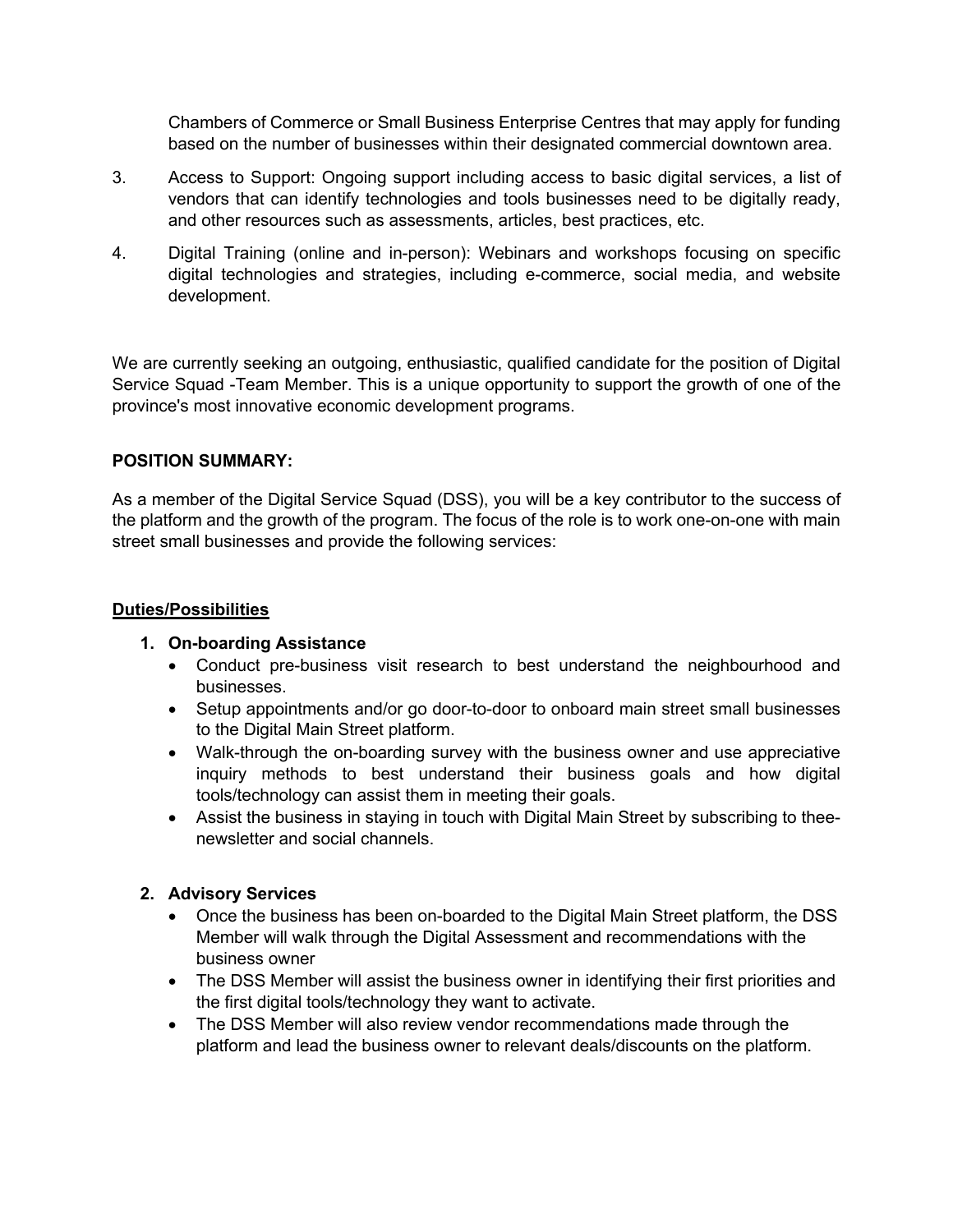Chambers of Commerce or Small Business Enterprise Centres that may apply for funding based on the number of businesses within their designated commercial downtown area.

3. Access to Support: Ongoing support including access to basic digital services, a list of vendors that can identify technologies and tools businesses need to be digitally ready, and other resources such as assessments, articles, best practices, etc.

4. Digital Training (online and in-person): Webinars and workshops focusing on specific digital technologies and strategies, including e-commerce, social media, and website development.

We are currently seeking an outgoing, enthusiastic, qualified candidate for the position of Digital Service Squad -Team Member. This is a unique opportunity to support the growth of one of the province's most innovative economic development programs.

**POSITION SUMMARY:**

As a member of the Digital Service Squad (DSS), you will be a key contributor to the success of the platform and the growth of the program. The focus of the role is to work one-on-one with main street small businesses and provide the following services:

**Duties/Possibilities**

1. **On-boarding Assistance**
   - Conduct pre-business visit research to best understand the neighbourhood and businesses.
   - Setup appointments and/or go door-to-door to onboard main street small businesses to the Digital Main Street platform.
   - Walk-through the on-boarding survey with the business owner and use appreciative inquiry methods to best understand their business goals and how digital tools/technology can assist them in meeting their goals.
   - Assist the business in staying in touch with Digital Main Street by subscribing to thee-newsletter and social channels.

2. **Advisory Services**
   - Once the business has been on-boarded to the Digital Main Street platform, the DSS Member will walk through the Digital Assessment and recommendations with the business owner
   - The DSS Member will assist the business owner in identifying their first priorities and the first digital tools/technology they want to activate.
   - The DSS Member will also review vendor recommendations made through the platform and lead the business owner to relevant deals/discounts on the platform.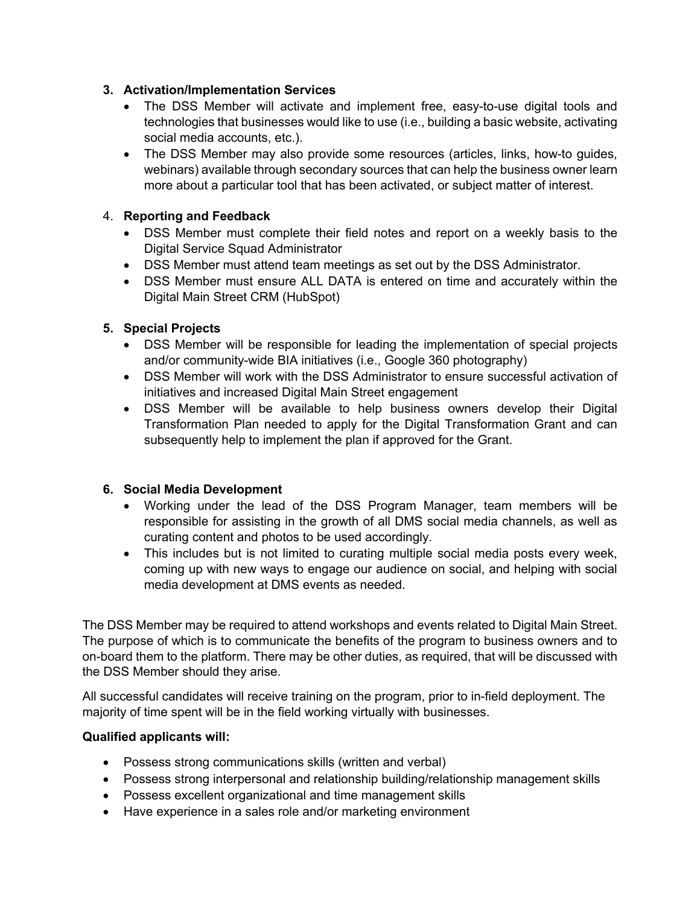3. **Activation/Implementation Services**
    - The DSS Member will activate and implement free, easy-to-use digital tools and technologies that businesses would like to use (i.e., building a basic website, activating social media accounts, etc.).
    - The DSS Member may also provide some resources (articles, links, how-to guides, webinars) available through secondary sources that can help the business owner learn more about a particular tool that has been activated, or subject matter of interest.

4. **Reporting and Feedback**
    - DSS Member must complete their field notes and report on a weekly basis to the Digital Service Squad Administrator
    - DSS Member must attend team meetings as set out by the DSS Administrator.
    - DSS Member must ensure ALL DATA is entered on time and accurately within the Digital Main Street CRM (HubSpot)

5. **Special Projects**
    - DSS Member will be responsible for leading the implementation of special projects and/or community-wide BIA initiatives (i.e., Google 360 photography)
    - DSS Member will work with the DSS Administrator to ensure successful activation of initiatives and increased Digital Main Street engagement
    - DSS Member will be available to help business owners develop their Digital Transformation Plan needed to apply for the Digital Transformation Grant and can subsequently help to implement the plan if approved for the Grant.

6. **Social Media Development**
    - Working under the lead of the DSS Program Manager, team members will be responsible for assisting in the growth of all DMS social media channels, as well as curating content and photos to be used accordingly.
    - This includes but is not limited to curating multiple social media posts every week, coming up with new ways to engage our audience on social, and helping with social media development at DMS events as needed.

The DSS Member may be required to attend workshops and events related to Digital Main Street. The purpose of which is to communicate the benefits of the program to business owners and to on-board them to the platform. There may be other duties, as required, that will be discussed with the DSS Member should they arise.

All successful candidates will receive training on the program, prior to in-field deployment. The majority of time spent will be in the field working virtually with businesses.

**Qualified applicants will:**

- Possess strong communications skills (written and verbal)
- Possess strong interpersonal and relationship building/relationship management skills
- Possess excellent organizational and time management skills
- Have experience in a sales role and/or marketing environment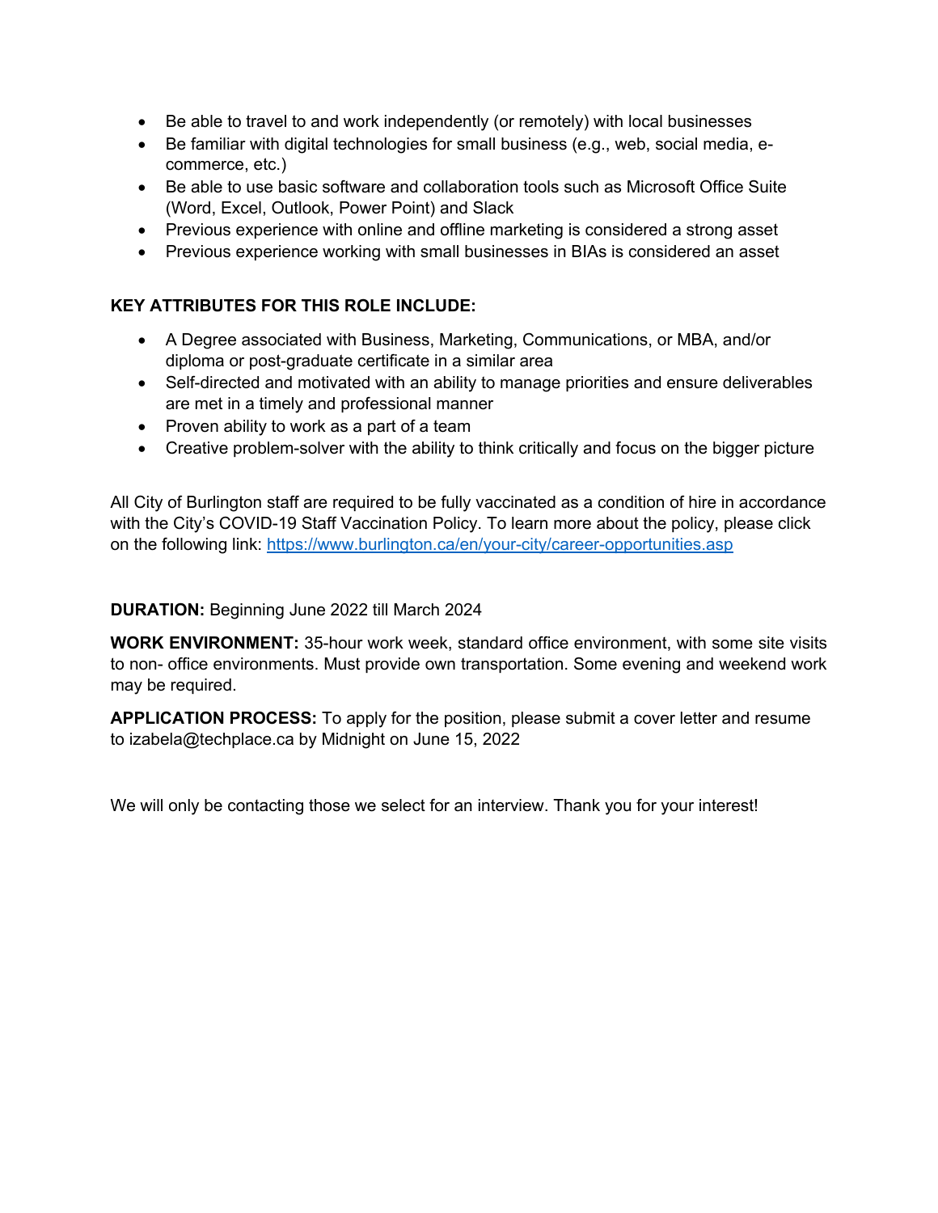- Be able to travel to and work independently (or remotely) with local businesses
- Be familiar with digital technologies for small business (e.g., web, social media, e-commerce, etc.)
- Be able to use basic software and collaboration tools such as Microsoft Office Suite (Word, Excel, Outlook, Power Point) and Slack
- Previous experience with online and offline marketing is considered a strong asset
- Previous experience working with small businesses in BIAs is considered an asset

**KEY ATTRIBUTES FOR THIS ROLE INCLUDE:**

- A Degree associated with Business, Marketing, Communications, or MBA, and/or diploma or post-graduate certificate in a similar area
- Self-directed and motivated with an ability to manage priorities and ensure deliverables are met in a timely and professional manner
- Proven ability to work as a part of a team
- Creative problem-solver with the ability to think critically and focus on the bigger picture

All City of Burlington staff are required to be fully vaccinated as a condition of hire in accordance with the City's COVID-19 Staff Vaccination Policy. To learn more about the policy, please click on the following link: [https://www.burlington.ca/en/your-city/career-opportunities.asp](https://www.burlington.ca/en/your-city/career-opportunities.asp)

**DURATION:** Beginning June 2022 till March 2024

**WORK ENVIRONMENT:** 35-hour work week, standard office environment, with some site visits to non- office environments. Must provide own transportation. Some evening and weekend work may be required.

**APPLICATION PROCESS:** To apply for the position, please submit a cover letter and resume to izabela@techplace.ca by Midnight on June 15, 2022

We will only be contacting those we select for an interview. Thank you for your interest!